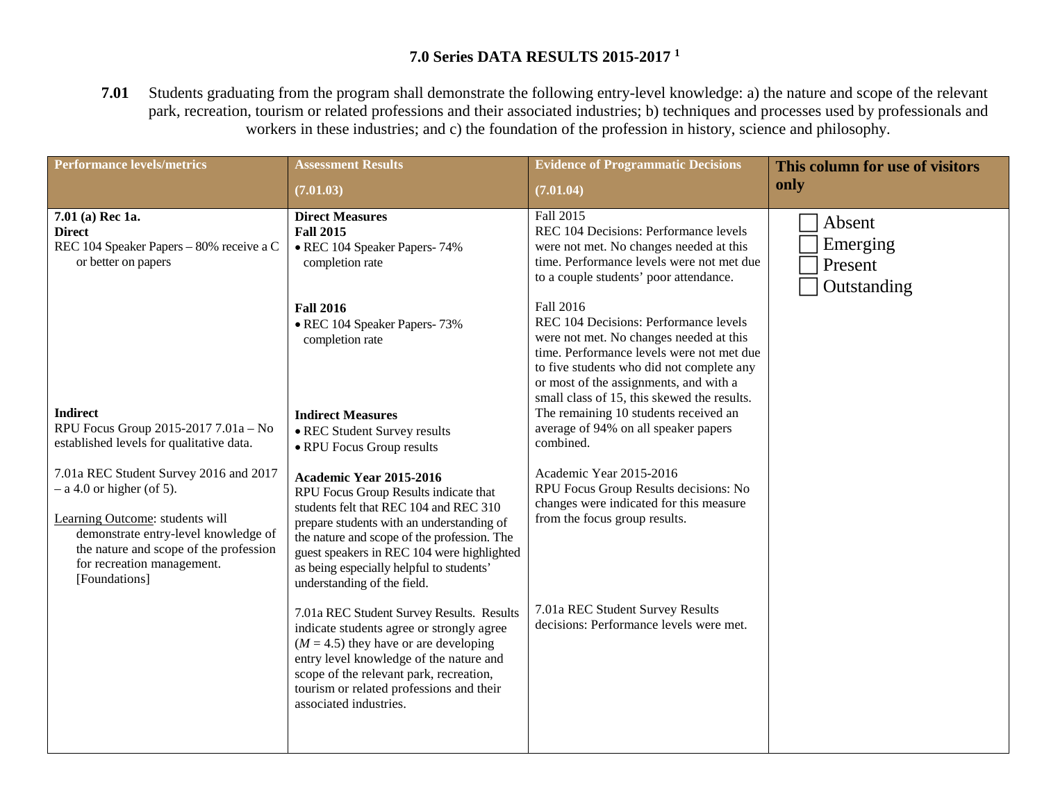# 7.0 Series DATA RESULTS 2015-2017 [1]

**7.01** Students graduating from the program shall demonstrate the following entry-level knowledge: a) the nature and scope of the relevant park, recreation, tourism or related professions and their associated industries; b) techniques and processes used by professionals and workers in these industries; and c) the foundation of the profession in history, science and philosophy.

| Performance levels/metrics | Assessment Results (7.01.03) | Evidence of Programmatic Decisions (7.01.04) | This column for use of visitors only |
|---|---|---|---|
| **7.01 (a) Rec 1a.**<br>**Direct**<br>REC 104 Speaker Papers – 80% receive a C or better on papers | **Direct Measures**<br>**Fall 2015**<br>• REC 104 Speaker Papers- 74% completion rate<br><br>**Fall 2016**<br>• REC 104 Speaker Papers- 73% completion rate | Fall 2015<br>REC 104 Decisions: Performance levels were not met. No changes needed at this time. Performance levels were not met due to a couple students' poor attendance.<br><br>Fall 2016<br>REC 104 Decisions: Performance levels were not met. No changes needed at this time. Performance levels were not met due to five students who did not complete any or most of the assignments, and with a small class of 15, this skewed the results. The remaining 10 students received an average of 94% on all speaker papers combined. | ☐ Absent<br>☐ Emerging<br>☐ Present<br>☐ Outstanding |
| **Indirect**<br>RPU Focus Group 2015-2017 7.01a – No established levels for qualitative data.<br><br>7.01a REC Student Survey 2016 and 2017 – a 4.0 or higher (of 5).<br><br>Learning Outcome: students will demonstrate entry-level knowledge of the nature and scope of the profession for recreation management. [Foundations] | **Indirect Measures**<br>• REC Student Survey results<br>• RPU Focus Group results<br><br>**Academic Year 2015-2016**<br>RPU Focus Group Results indicate that students felt that REC 104 and REC 310 prepare students with an understanding of the nature and scope of the profession. The guest speakers in REC 104 were highlighted as being especially helpful to students' understanding of the field.<br><br>7.01a REC Student Survey Results. Results indicate students agree or strongly agree (*M* = 4.5) they have or are developing entry level knowledge of the nature and scope of the relevant park, recreation, tourism or related professions and their associated industries. | Academic Year 2015-2016<br>RPU Focus Group Results decisions: No changes were indicated for this measure from the focus group results.<br><br>7.01a REC Student Survey Results decisions: Performance levels were met. | |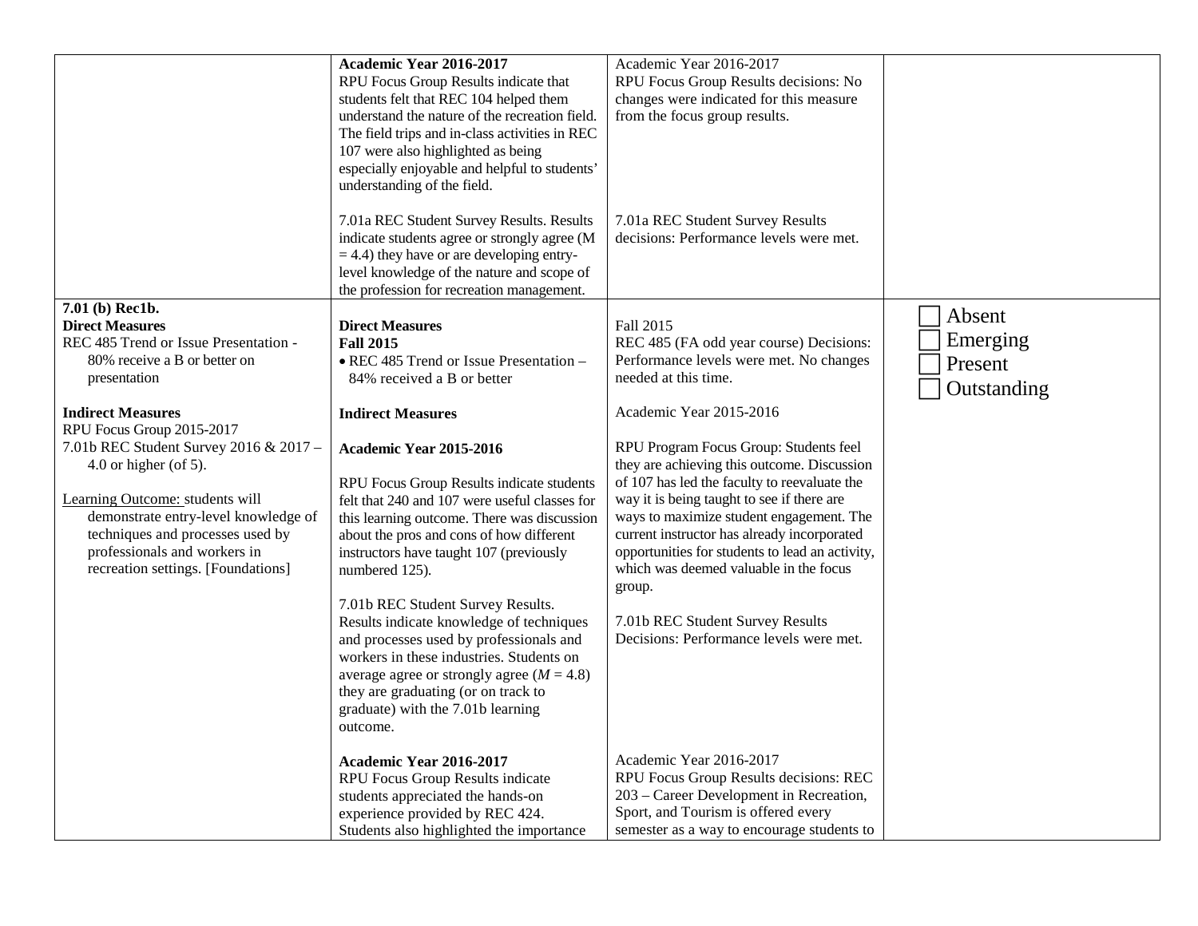| | | | |
|---|---|---|---|
| | **Academic Year 2016-2017**<br>RPU Focus Group Results indicate that students felt that REC 104 helped them understand the nature of the recreation field. The field trips and in-class activities in REC 107 were also highlighted as being especially enjoyable and helpful to students' understanding of the field.<br><br>7.01a REC Student Survey Results. Results indicate students agree or strongly agree ($M = 4.4$) they have or are developing entry-level knowledge of the nature and scope of the profession for recreation management. | Academic Year 2016-2017<br>RPU Focus Group Results decisions: No changes were indicated for this measure from the focus group results.<br><br>7.01a REC Student Survey Results decisions: Performance levels were met. | |
| **7.01 (b) Rec1b.**<br>**Direct Measures**<br>REC 485 Trend or Issue Presentation - 80% receive a B or better on presentation<br><br>**Indirect Measures**<br>RPU Focus Group 2015-2017<br>7.01b REC Student Survey 2016 & 2017 – 4.0 or higher (of 5).<br><br>Learning Outcome: students will demonstrate entry-level knowledge of techniques and processes used by professionals and workers in recreation settings. [Foundations] | **Direct Measures**<br>**Fall 2015**<br>• REC 485 Trend or Issue Presentation – 84% received a B or better<br><br>**Indirect Measures**<br><br>**Academic Year 2015-2016**<br><br>RPU Focus Group Results indicate students felt that 240 and 107 were useful classes for this learning outcome. There was discussion about the pros and cons of how different instructors have taught 107 (previously numbered 125).<br><br>7.01b REC Student Survey Results. Results indicate knowledge of techniques and processes used by professionals and workers in these industries. Students on average agree or strongly agree ($M = 4.8$) they are graduating (or on track to graduate) with the 7.01b learning outcome.<br><br>**Academic Year 2016-2017**<br>RPU Focus Group Results indicate students appreciated the hands-on experience provided by REC 424. Students also highlighted the importance | Fall 2015<br>REC 485 (FA odd year course) Decisions: Performance levels were met. No changes needed at this time.<br><br>Academic Year 2015-2016<br><br>RPU Program Focus Group: Students feel they are achieving this outcome. Discussion of 107 has led the faculty to reevaluate the way it is being taught to see if there are ways to maximize student engagement. The current instructor has already incorporated opportunities for students to lead an activity, which was deemed valuable in the focus group.<br><br>7.01b REC Student Survey Results Decisions: Performance levels were met.<br><br>Academic Year 2016-2017<br>RPU Focus Group Results decisions: REC 203 – Career Development in Recreation, Sport, and Tourism is offered every semester as a way to encourage students to | ☐ Absent<br>☐ Emerging<br>☐ Present<br>☐ Outstanding |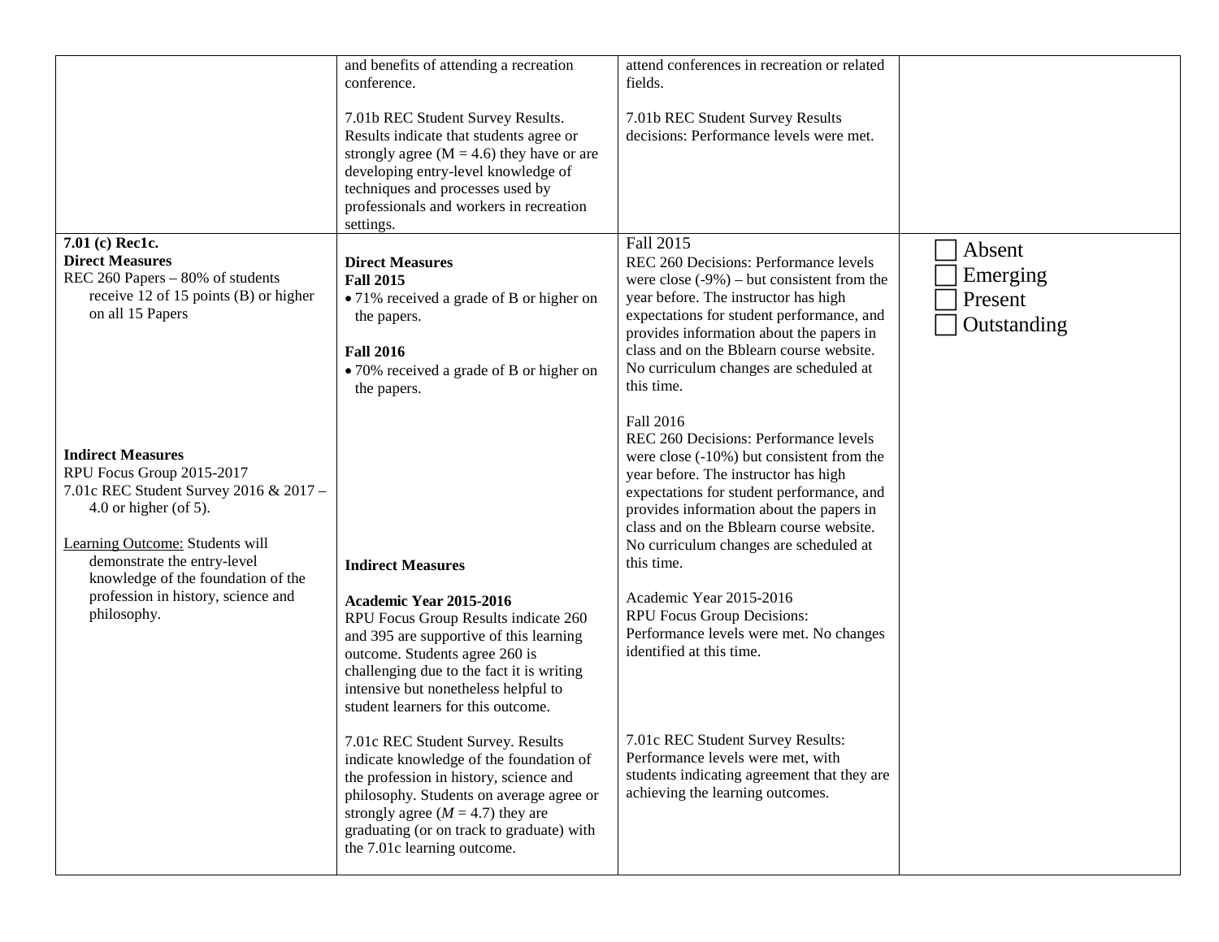| | | | |
|---|---|---|---|
| | and benefits of attending a recreation conference.<br><br>7.01b REC Student Survey Results. Results indicate that students agree or strongly agree (M = 4.6) they have or are developing entry-level knowledge of techniques and processes used by professionals and workers in recreation settings. | attend conferences in recreation or related fields.<br><br>7.01b REC Student Survey Results decisions: Performance levels were met. | |
| **7.01 (c) Rec1c.**<br>**Direct Measures**<br>REC 260 Papers – 80% of students receive 12 of 15 points (B) or higher on all 15 Papers<br><br>**Indirect Measures**<br>RPU Focus Group 2015-2017<br>7.01c REC Student Survey 2016 & 2017 – 4.0 or higher (of 5).<br><br>Learning Outcome: Students will demonstrate the entry-level knowledge of the foundation of the profession in history, science and philosophy. | **Direct Measures**<br>**Fall 2015**<br>• 71% received a grade of B or higher on the papers.<br><br>**Fall 2016**<br>• 70% received a grade of B or higher on the papers.<br><br>**Indirect Measures**<br><br>**Academic Year 2015-2016**<br>RPU Focus Group Results indicate 260 and 395 are supportive of this learning outcome. Students agree 260 is challenging due to the fact it is writing intensive but nonetheless helpful to student learners for this outcome.<br><br>7.01c REC Student Survey. Results indicate knowledge of the foundation of the profession in history, science and philosophy. Students on average agree or strongly agree (*M* = 4.7) they are graduating (or on track to graduate) with the 7.01c learning outcome. | Fall 2015<br>REC 260 Decisions: Performance levels were close (-9%) – but consistent from the year before. The instructor has high expectations for student performance, and provides information about the papers in class and on the Bblearn course website. No curriculum changes are scheduled at this time.<br><br>Fall 2016<br>REC 260 Decisions: Performance levels were close (-10%) but consistent from the year before. The instructor has high expectations for student performance, and provides information about the papers in class and on the Bblearn course website. No curriculum changes are scheduled at this time.<br><br>Academic Year 2015-2016<br>RPU Focus Group Decisions: Performance levels were met. No changes identified at this time.<br><br>7.01c REC Student Survey Results: Performance levels were met, with students indicating agreement that they are achieving the learning outcomes. | ☐ Absent<br>☐ Emerging<br>☐ Present<br>☐ Outstanding |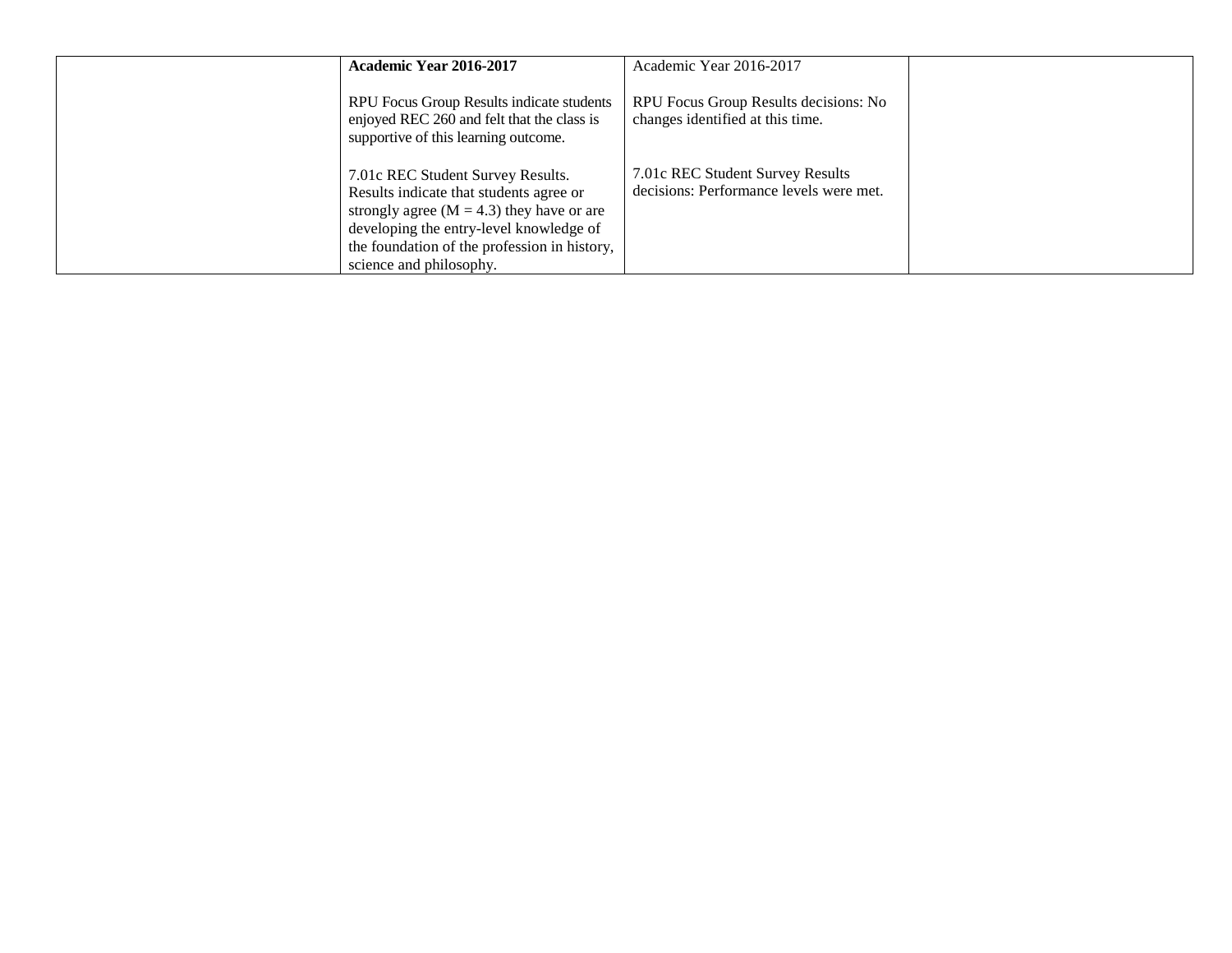|  |  |  |  |
|---|---|---|---|
|  | **Academic Year 2016-2017**<br><br>RPU Focus Group Results indicate students enjoyed REC 260 and felt that the class is supportive of this learning outcome.<br><br>7.01c REC Student Survey Results. Results indicate that students agree or strongly agree ($M = 4.3$) they have or are developing the entry-level knowledge of the foundation of the profession in history, science and philosophy. | Academic Year 2016-2017<br><br>RPU Focus Group Results decisions: No changes identified at this time.<br><br>7.01c REC Student Survey Results decisions: Performance levels were met. |  |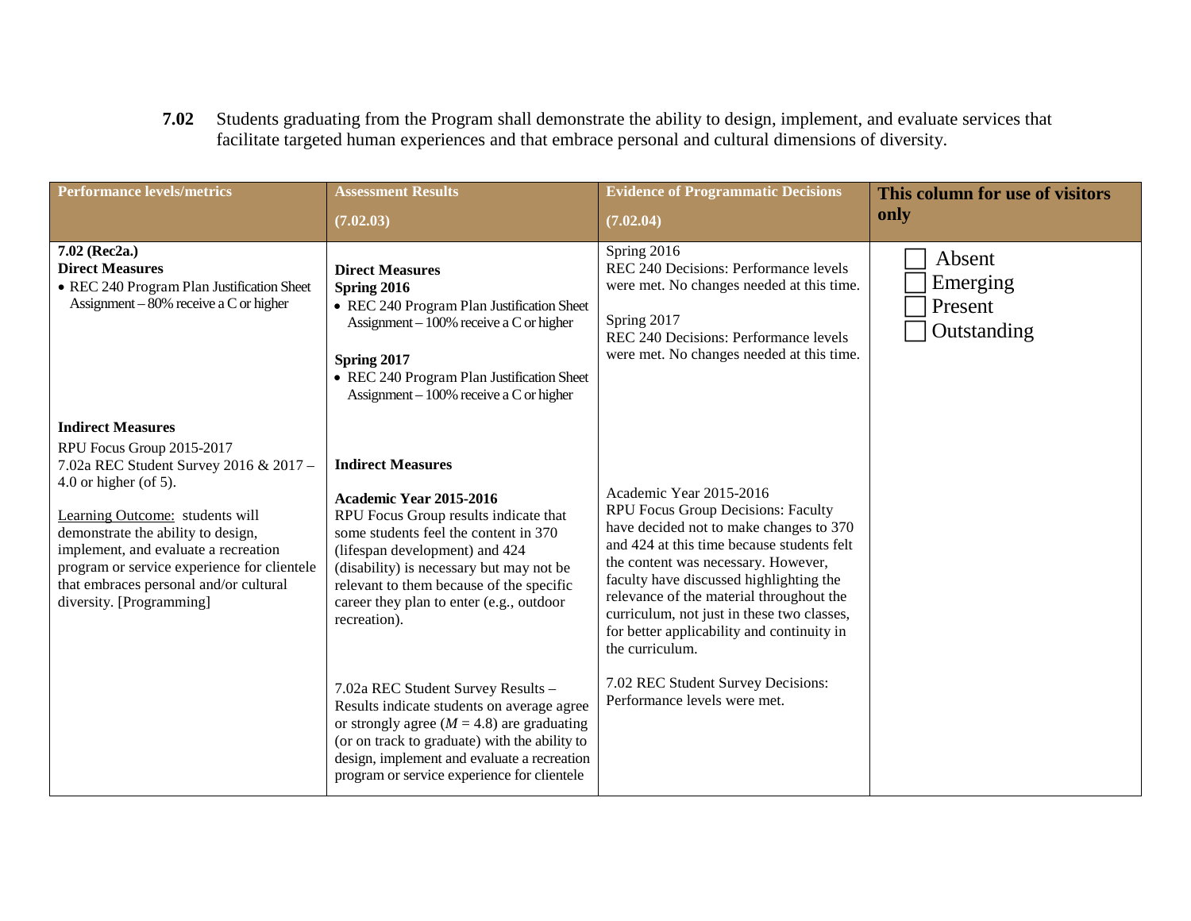**7.02** Students graduating from the Program shall demonstrate the ability to design, implement, and evaluate services that facilitate targeted human experiences and that embrace personal and cultural dimensions of diversity.

| Performance levels/metrics | Assessment Results (7.02.03) | Evidence of Programmatic Decisions (7.02.04) | This column for use of visitors only |
|---|---|---|---|
| **7.02 (Rec2a.)**<br>**Direct Measures**<br>• REC 240 Program Plan Justification Sheet Assignment – 80% receive a C or higher | **Direct Measures**<br>**Spring 2016**<br>• REC 240 Program Plan Justification Sheet Assignment – 100% receive a C or higher<br><br>**Spring 2017**<br>• REC 240 Program Plan Justification Sheet Assignment – 100% receive a C or higher | Spring 2016<br>REC 240 Decisions: Performance levels were met. No changes needed at this time.<br><br>Spring 2017<br>REC 240 Decisions: Performance levels were met. No changes needed at this time. | ☐ Absent<br>☐ Emerging<br>☐ Present<br>☐ Outstanding |
| **Indirect Measures**<br>RPU Focus Group 2015-2017<br>7.02a REC Student Survey 2016 & 2017 – 4.0 or higher (of 5).<br><br>Learning Outcome: students will demonstrate the ability to design, implement, and evaluate a recreation program or service experience for clientele that embraces personal and/or cultural diversity. [Programming] | **Indirect Measures**<br><br>**Academic Year 2015-2016**<br>RPU Focus Group results indicate that some students feel the content in 370 (lifespan development) and 424 (disability) is necessary but may not be relevant to them because of the specific career they plan to enter (e.g., outdoor recreation).<br><br>7.02a REC Student Survey Results – Results indicate students on average agree or strongly agree ($M = 4.8$) are graduating (or on track to graduate) with the ability to design, implement and evaluate a recreation program or service experience for clientele | Academic Year 2015-2016<br>RPU Focus Group Decisions: Faculty have decided not to make changes to 370 and 424 at this time because students felt the content was necessary. However, faculty have discussed highlighting the relevance of the material throughout the curriculum, not just in these two classes, for better applicability and continuity in the curriculum.<br><br>7.02 REC Student Survey Decisions: Performance levels were met. | |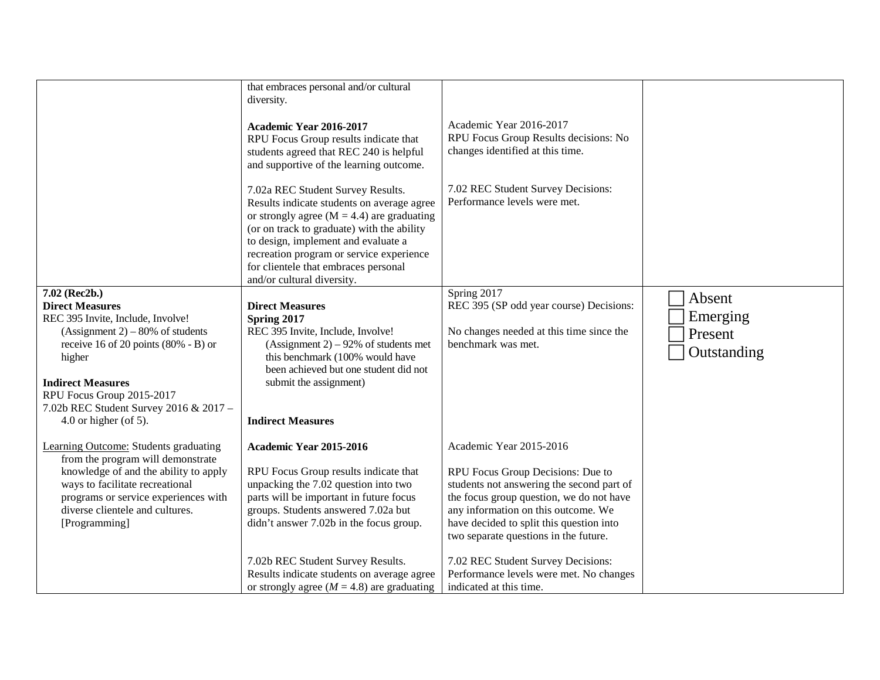| | | | |
|---|---|---|---|
| | that embraces personal and/or cultural diversity.<br><br>**Academic Year 2016-2017**<br>RPU Focus Group results indicate that students agreed that REC 240 is helpful and supportive of the learning outcome.<br><br>7.02a REC Student Survey Results. Results indicate students on average agree or strongly agree (M = 4.4) are graduating (or on track to graduate) with the ability to design, implement and evaluate a recreation program or service experience for clientele that embraces personal and/or cultural diversity. | Academic Year 2016-2017<br>RPU Focus Group Results decisions: No changes identified at this time.<br><br>7.02 REC Student Survey Decisions: Performance levels were met. | |
| **7.02 (Rec2b.)**<br>**Direct Measures**<br>REC 395 Invite, Include, Involve! (Assignment 2) – 80% of students receive 16 of 20 points (80% - B) or higher<br><br>**Indirect Measures**<br>RPU Focus Group 2015-2017<br>7.02b REC Student Survey 2016 & 2017 – 4.0 or higher (of 5).<br><br>Learning Outcome: Students graduating from the program will demonstrate knowledge of and the ability to apply ways to facilitate recreational programs or service experiences with diverse clientele and cultures. [Programming] | **Direct Measures**<br>**Spring 2017**<br>REC 395 Invite, Include, Involve! (Assignment 2) – 92% of students met this benchmark (100% would have been achieved but one student did not submit the assignment)<br><br>**Indirect Measures**<br><br>**Academic Year 2015-2016**<br><br>RPU Focus Group results indicate that unpacking the 7.02 question into two parts will be important in future focus groups. Students answered 7.02a but didn't answer 7.02b in the focus group.<br><br>7.02b REC Student Survey Results. Results indicate students on average agree or strongly agree (*M* = 4.8) are graduating | Spring 2017<br>REC 395 (SP odd year course) Decisions:<br><br>No changes needed at this time since the benchmark was met.<br><br>Academic Year 2015-2016<br><br>RPU Focus Group Decisions: Due to students not answering the second part of the focus group question, we do not have any information on this outcome. We have decided to split this question into two separate questions in the future.<br><br>7.02 REC Student Survey Decisions: Performance levels were met. No changes indicated at this time. | ☐ Absent<br>☐ Emerging<br>☐ Present<br>☐ Outstanding |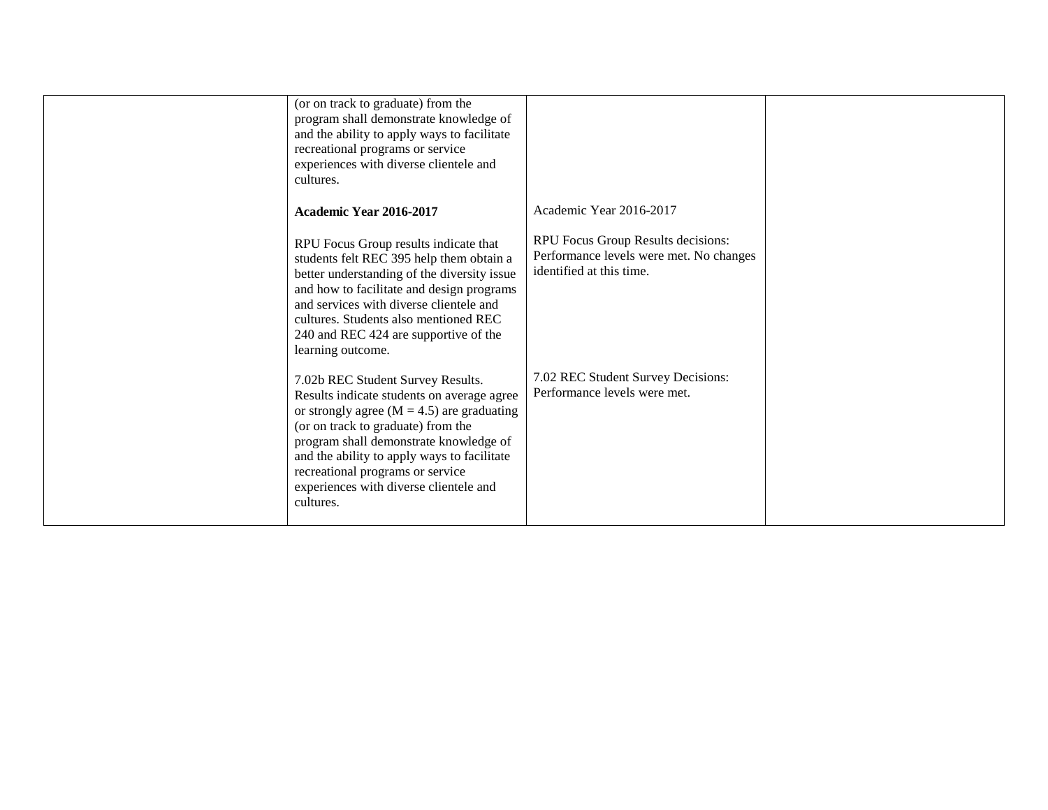| | | | |
|---|---|---|---|
| | (or on track to graduate) from the program shall demonstrate knowledge of and the ability to apply ways to facilitate recreational programs or service experiences with diverse clientele and cultures.<br><br>**Academic Year 2016-2017**<br><br>RPU Focus Group results indicate that students felt REC 395 help them obtain a better understanding of the diversity issue and how to facilitate and design programs and services with diverse clientele and cultures. Students also mentioned REC 240 and REC 424 are supportive of the learning outcome.<br><br>7.02b REC Student Survey Results. Results indicate students on average agree or strongly agree ($M = 4.5$) are graduating (or on track to graduate) from the program shall demonstrate knowledge of and the ability to apply ways to facilitate recreational programs or service experiences with diverse clientele and cultures. | Academic Year 2016-2017<br><br>RPU Focus Group Results decisions: Performance levels were met. No changes identified at this time.<br><br>7.02 REC Student Survey Decisions: Performance levels were met. | |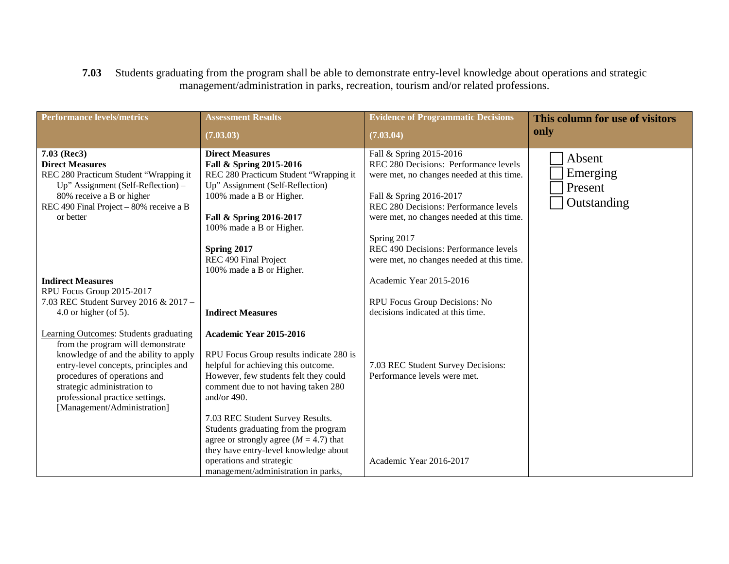**7.03** Students graduating from the program shall be able to demonstrate entry-level knowledge about operations and strategic management/administration in parks, recreation, tourism and/or related professions.

| Performance levels/metrics | Assessment Results (7.03.03) | Evidence of Programmatic Decisions (7.03.04) | This column for use of visitors only |
|---|---|---|---|
| **7.03 (Rec3)**<br>**Direct Measures**<br>REC 280 Practicum Student "Wrapping it Up" Assignment (Self-Reflection) – 80% receive a B or higher<br>REC 490 Final Project – 80% receive a B or better<br><br>**Indirect Measures**<br>RPU Focus Group 2015-2017<br>7.03 REC Student Survey 2016 & 2017 – 4.0 or higher (of 5).<br><br><u>Learning Outcomes</u>: Students graduating from the program will demonstrate knowledge of and the ability to apply entry-level concepts, principles and procedures of operations and strategic administration to professional practice settings. [Management/Administration] | **Direct Measures**<br>**Fall & Spring 2015-2016**<br>REC 280 Practicum Student "Wrapping it Up" Assignment (Self-Reflection)<br>100% made a B or Higher.<br><br>**Fall & Spring 2016-2017**<br>100% made a B or Higher.<br><br>**Spring 2017**<br>REC 490 Final Project<br>100% made a B or Higher.<br><br>**Indirect Measures**<br><br>**Academic Year 2015-2016**<br><br>RPU Focus Group results indicate 280 is helpful for achieving this outcome. However, few students felt they could comment due to not having taken 280 and/or 490.<br><br>7.03 REC Student Survey Results. Students graduating from the program agree or strongly agree ($M$ = 4.7) that they have entry-level knowledge about operations and strategic management/administration in parks, | Fall & Spring 2015-2016<br>REC 280 Decisions: Performance levels were met, no changes needed at this time.<br><br>Fall & Spring 2016-2017<br>REC 280 Decisions: Performance levels were met, no changes needed at this time.<br><br>Spring 2017<br>REC 490 Decisions: Performance levels were met, no changes needed at this time.<br><br>Academic Year 2015-2016<br><br>RPU Focus Group Decisions: No decisions indicated at this time.<br><br>7.03 REC Student Survey Decisions: Performance levels were met.<br><br>Academic Year 2016-2017 | ☐ Absent<br>☐ Emerging<br>☐ Present<br>☐ Outstanding |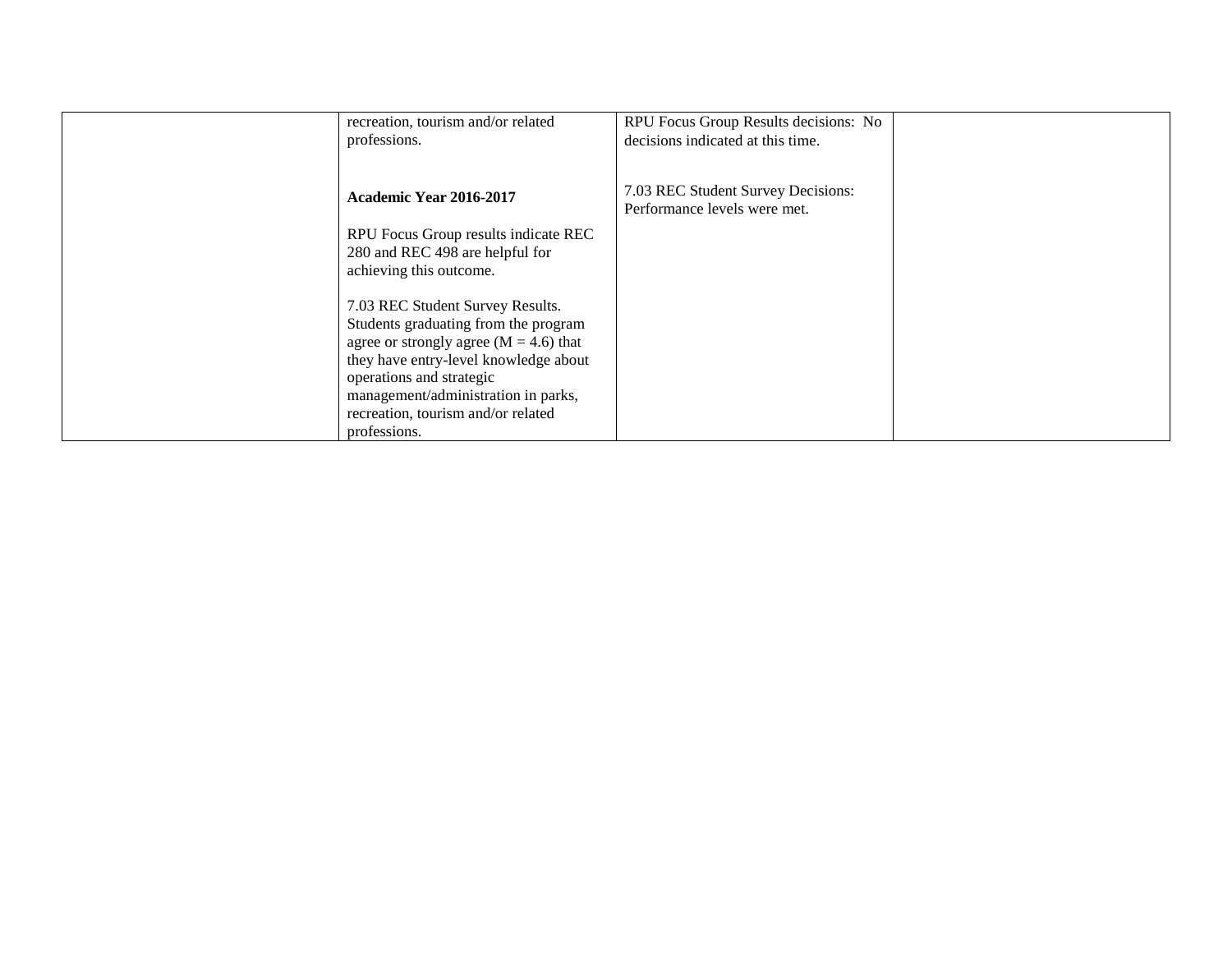|  |  |  |  |
|---|---|---|---|
|  | recreation, tourism and/or related professions.<br><br>**Academic Year 2016-2017**<br><br>RPU Focus Group results indicate REC 280 and REC 498 are helpful for achieving this outcome.<br><br>7.03 REC Student Survey Results. Students graduating from the program agree or strongly agree (M = 4.6) that they have entry-level knowledge about operations and strategic management/administration in parks, recreation, tourism and/or related professions. | RPU Focus Group Results decisions: No decisions indicated at this time.<br><br>7.03 REC Student Survey Decisions: Performance levels were met. |  |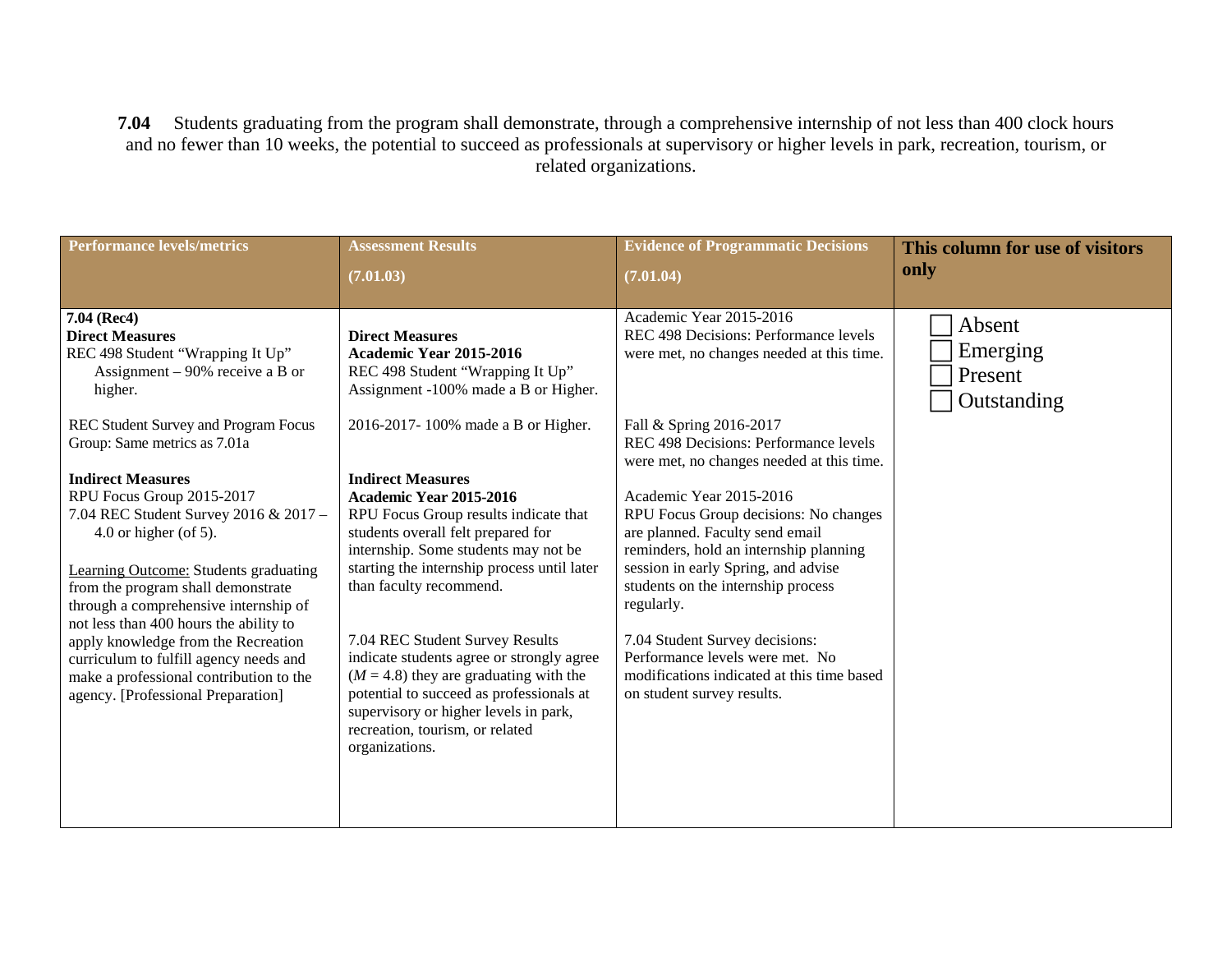**7.04** Students graduating from the program shall demonstrate, through a comprehensive internship of not less than 400 clock hours and no fewer than 10 weeks, the potential to succeed as professionals at supervisory or higher levels in park, recreation, tourism, or related organizations.

| Performance levels/metrics | Assessment Results (7.01.03) | Evidence of Programmatic Decisions (7.01.04) | This column for use of visitors only |
|---|---|---|---|
| **7.04 (Rec4)**<br>**Direct Measures**<br>REC 498 Student "Wrapping It Up" Assignment – 90% receive a B or higher.<br><br>REC Student Survey and Program Focus Group: Same metrics as 7.01a<br><br>**Indirect Measures**<br>RPU Focus Group 2015-2017<br>7.04 REC Student Survey 2016 & 2017 – 4.0 or higher (of 5).<br><br>Learning Outcome: Students graduating from the program shall demonstrate through a comprehensive internship of not less than 400 hours the ability to apply knowledge from the Recreation curriculum to fulfill agency needs and make a professional contribution to the agency. [Professional Preparation] | **Direct Measures**<br>**Academic Year 2015-2016**<br>REC 498 Student "Wrapping It Up" Assignment -100% made a B or Higher.<br><br>2016-2017- 100% made a B or Higher.<br><br>**Indirect Measures**<br>**Academic Year 2015-2016**<br>RPU Focus Group results indicate that students overall felt prepared for internship. Some students may not be starting the internship process until later than faculty recommend.<br><br>7.04 REC Student Survey Results indicate students agree or strongly agree ($M = 4.8$) they are graduating with the potential to succeed as professionals at supervisory or higher levels in park, recreation, tourism, or related organizations. | Academic Year 2015-2016<br>REC 498 Decisions: Performance levels were met, no changes needed at this time.<br><br>Fall & Spring 2016-2017<br>REC 498 Decisions: Performance levels were met, no changes needed at this time.<br><br>Academic Year 2015-2016<br>RPU Focus Group decisions: No changes are planned. Faculty send email reminders, hold an internship planning session in early Spring, and advise students on the internship process regularly.<br><br>7.04 Student Survey decisions: Performance levels were met. No modifications indicated at this time based on student survey results. | ☐ Absent<br>☐ Emerging<br>☐ Present<br>☐ Outstanding |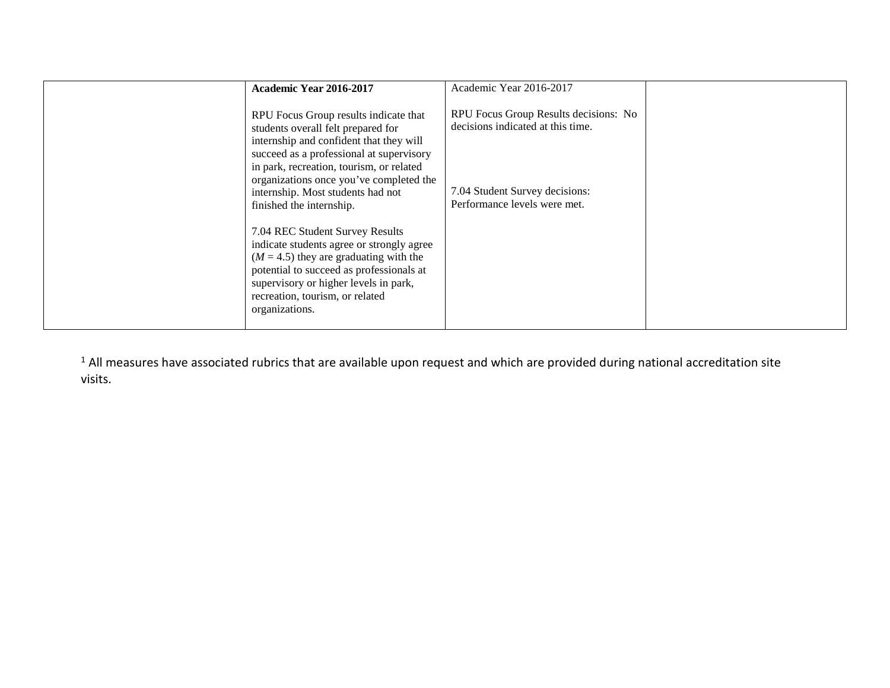| | | | |
|---|---|---|---|
| | **Academic Year 2016-2017**<br><br>RPU Focus Group results indicate that students overall felt prepared for internship and confident that they will succeed as a professional at supervisory in park, recreation, tourism, or related organizations once you've completed the internship. Most students had not finished the internship.<br><br>7.04 REC Student Survey Results indicate students agree or strongly agree ($M$ = 4.5) they are graduating with the potential to succeed as professionals at supervisory or higher levels in park, recreation, tourism, or related organizations. | Academic Year 2016-2017<br><br>RPU Focus Group Results decisions: No decisions indicated at this time.<br><br>7.04 Student Survey decisions: Performance levels were met. | |

[1] All measures have associated rubrics that are available upon request and which are provided during national accreditation site visits.